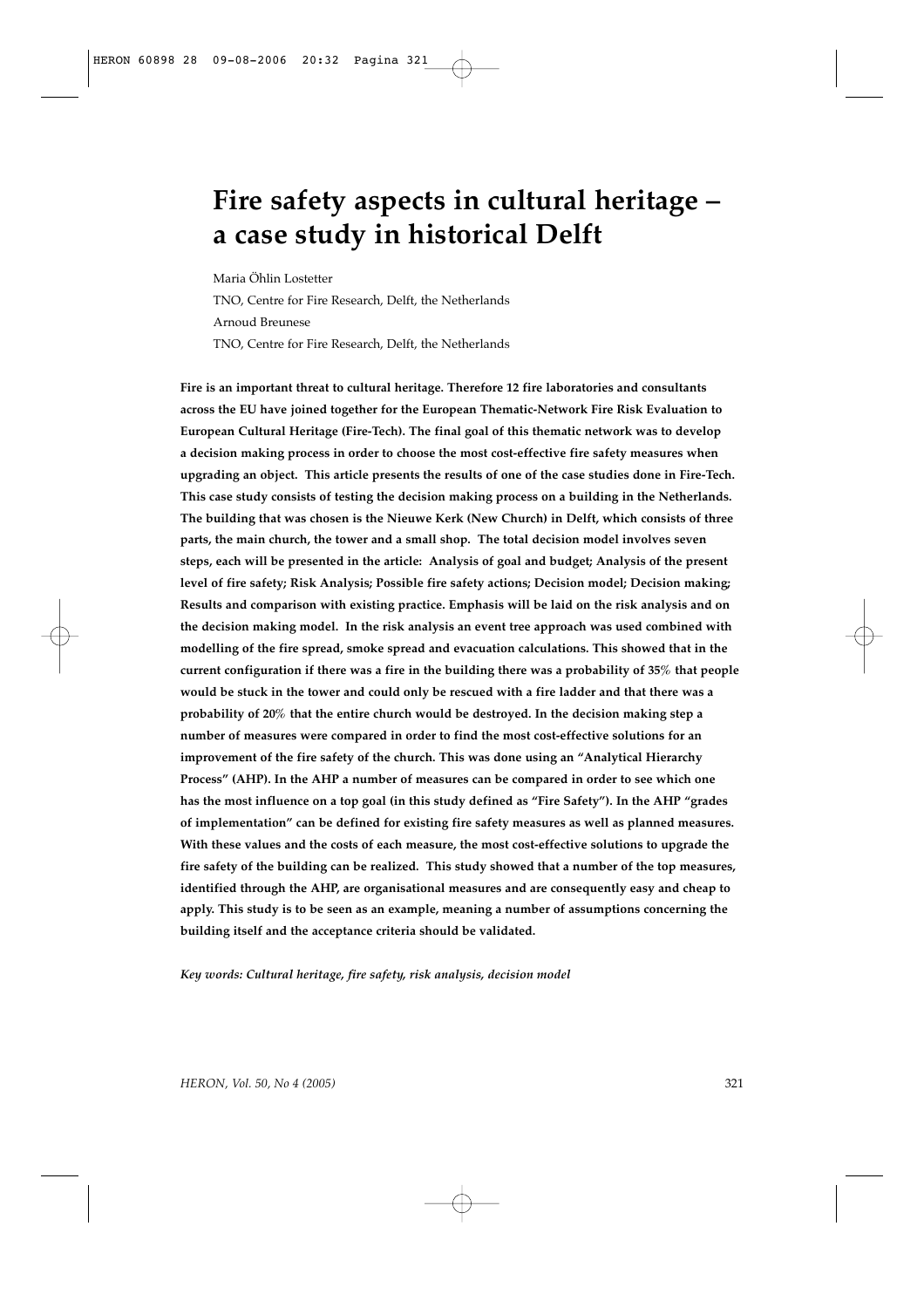# Fire safety aspects in cultural heritage – a case study in historical Delft

Maria Öhlin Lostetter

TNO, Centre for Fire Research, Delft, the Netherlands

Arnoud Breunese

TNO, Centre for Fire Research, Delft, the Netherlands

**Fire is an important threat to cultural heritage. Therefore 12 fire laboratories and consultants across the EU have joined together for the European Thematic-Network Fire Risk Evaluation to European Cultural Heritage (Fire-Tech). The final goal of this thematic network was to develop a decision making process in order to choose the most cost-effective fire safety measures when upgrading an object. This article presents the results of one of the case studies done in Fire-Tech. This case study consists of testing the decision making process on a building in the Netherlands. The building that was chosen is the Nieuwe Kerk (New Church) in Delft, which consists of three parts, the main church, the tower and a small shop. The total decision model involves seven steps, each will be presented in the article: Analysis of goal and budget; Analysis of the present level of fire safety; Risk Analysis; Possible fire safety actions; Decision model; Decision making; Results and comparison with existing practice. Emphasis will be laid on the risk analysis and on the decision making model. In the risk analysis an event tree approach was used combined with modelling of the fire spread, smoke spread and evacuation calculations. This showed that in the current configuration if there was a fire in the building there was a probability of 35% that people would be stuck in the tower and could only be rescued with a fire ladder and that there was a probability of 20% that the entire church would be destroyed. In the decision making step a number of measures were compared in order to find the most cost-effective solutions for an improvement of the fire safety of the church. This was done using an "Analytical Hierarchy Process" (AHP). In the AHP a number of measures can be compared in order to see which one has the most influence on a top goal (in this study defined as "Fire Safety"). In the AHP "grades of implementation" can be defined for existing fire safety measures as well as planned measures. With these values and the costs of each measure, the most cost-effective solutions to upgrade the fire safety of the building can be realized. This study showed that a number of the top measures, identified through the AHP, are organisational measures and are consequently easy and cheap to apply. This study is to be seen as an example, meaning a number of assumptions concerning the building itself and the acceptance criteria should be validated.**

*Key words: Cultural heritage, fire safety, risk analysis, decision model*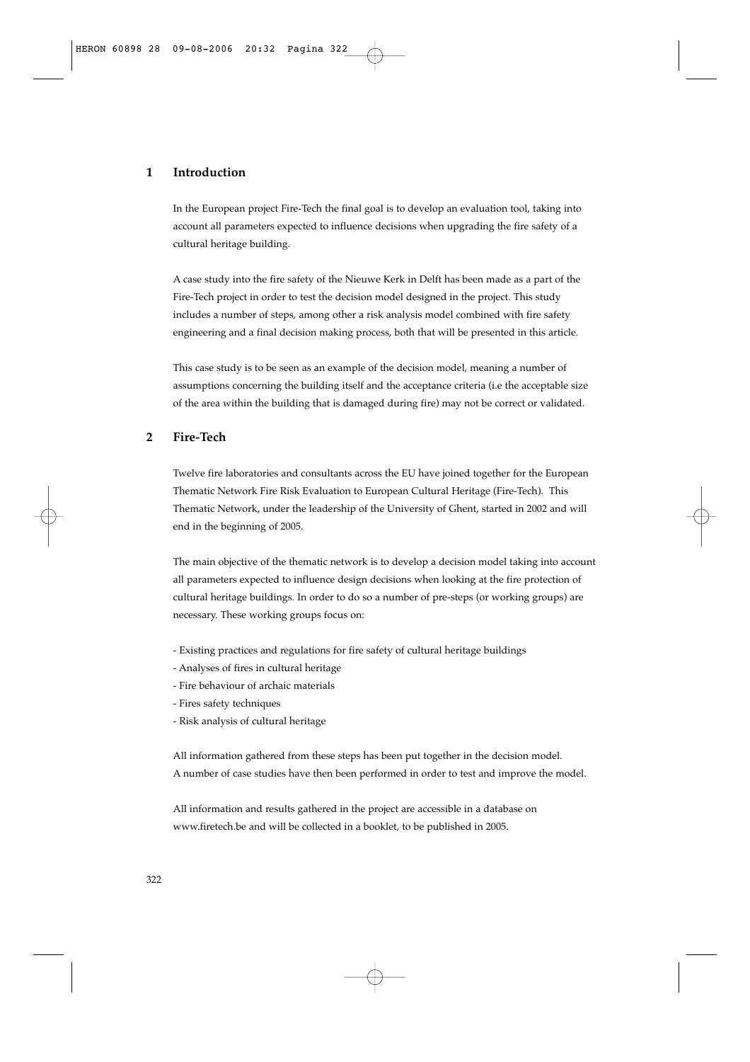## 1 Introduction

In the European project Fire-Tech the final goal is to develop an evaluation tool, taking into account all parameters expected to influence decisions when upgrading the fire safety of a cultural heritage building.

A case study into the fire safety of the Nieuwe Kerk in Delft has been made as a part of the Fire-Tech project in order to test the decision model designed in the project. This study includes a number of steps, among other a risk analysis model combined with fire safety engineering and a final decision making process, both that will be presented in this article.

This case study is to be seen as an example of the decision model, meaning a number of assumptions concerning the building itself and the acceptance criteria (i.e the acceptable size of the area within the building that is damaged during fire) may not be correct or validated.

## 2 Fire-Tech

Twelve fire laboratories and consultants across the EU have joined together for the European Thematic Network Fire Risk Evaluation to European Cultural Heritage (Fire-Tech). This Thematic Network, under the leadership of the University of Ghent, started in 2002 and will end in the beginning of 2005.

The main objective of the thematic network is to develop a decision model taking into account all parameters expected to influence design decisions when looking at the fire protection of cultural heritage buildings. In order to do so a number of pre-steps (or working groups) are necessary. These working groups focus on:

- Existing practices and regulations for fire safety of cultural heritage buildings
- Analyses of fires in cultural heritage
- Fire behaviour of archaic materials
- Fires safety techniques
- Risk analysis of cultural heritage

All information gathered from these steps has been put together in the decision model. A number of case studies have then been performed in order to test and improve the model.

All information and results gathered in the project are accessible in a database on www.firetech.be and will be collected in a booklet, to be published in 2005.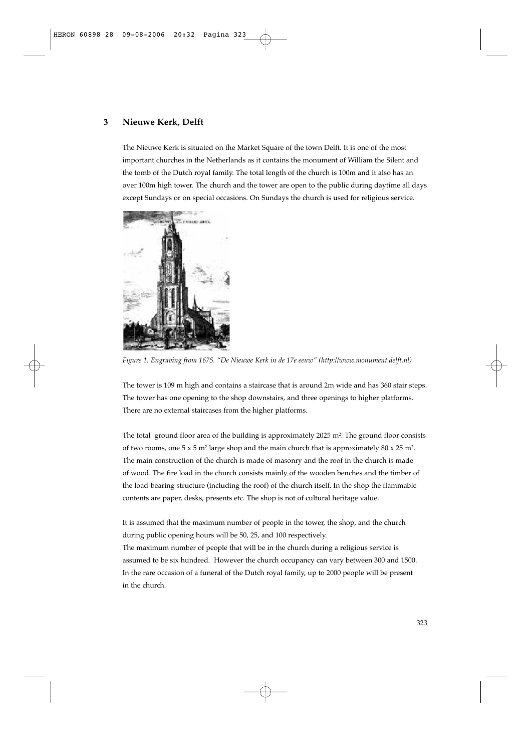## 3 Nieuwe Kerk, Delft

The Nieuwe Kerk is situated on the Market Square of the town Delft. It is one of the most important churches in the Netherlands as it contains the monument of William the Silent and the tomb of the Dutch royal family. The total length of the church is 100m and it also has an over 100m high tower. The church and the tower are open to the public during daytime all days except Sundays or on special occasions. On Sundays the church is used for religious service.

*Figure 1. Engraving from 1675. "De Nieuwe Kerk in de 17e eeuw" (http://www.monument.delft.nl)*

The tower is 109 m high and contains a staircase that is around 2m wide and has 360 stair steps. The tower has one opening to the shop downstairs, and three openings to higher platforms. There are no external staircases from the higher platforms.

The total ground floor area of the building is approximately 2025 m$^2$. The ground floor consists of two rooms, one 5 x 5 m$^2$ large shop and the main church that is approximately 80 x 25 m$^2$. The main construction of the church is made of masonry and the roof in the church is made of wood. The fire load in the church consists mainly of the wooden benches and the timber of the load-bearing structure (including the roof) of the church itself. In the shop the flammable contents are paper, desks, presents etc. The shop is not of cultural heritage value.

It is assumed that the maximum number of people in the tower, the shop, and the church during public opening hours will be 50, 25, and 100 respectively.
The maximum number of people that will be in the church during a religious service is assumed to be six hundred. However the church occupancy can vary between 300 and 1500. In the rare occasion of a funeral of the Dutch royal family, up to 2000 people will be present in the church.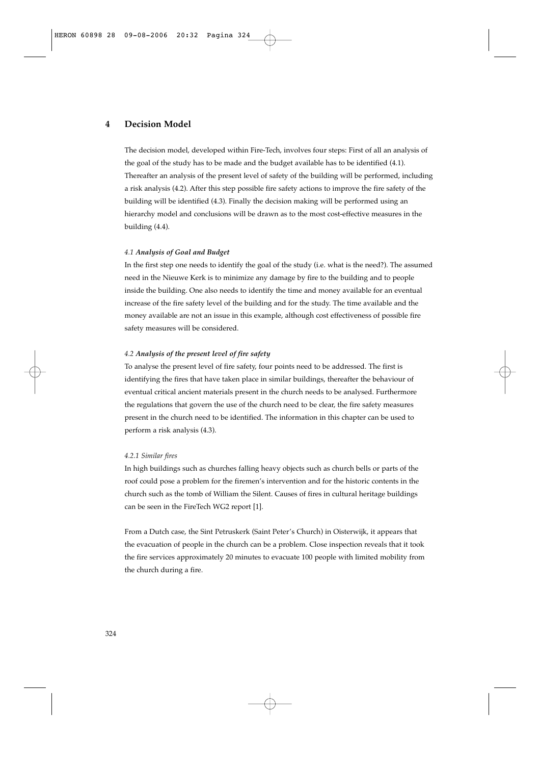# 4 Decision Model

The decision model, developed within Fire-Tech, involves four steps: First of all an analysis of the goal of the study has to be made and the budget available has to be identified (4.1). Thereafter an analysis of the present level of safety of the building will be performed, including a risk analysis (4.2). After this step possible fire safety actions to improve the fire safety of the building will be identified (4.3). Finally the decision making will be performed using an hierarchy model and conclusions will be drawn as to the most cost-effective measures in the building (4.4).

### *4.1 Analysis of Goal and Budget*

In the first step one needs to identify the goal of the study (i.e. what is the need?). The assumed need in the Nieuwe Kerk is to minimize any damage by fire to the building and to people inside the building. One also needs to identify the time and money available for an eventual increase of the fire safety level of the building and for the study. The time available and the money available are not an issue in this example, although cost effectiveness of possible fire safety measures will be considered.

### *4.2 Analysis of the present level of fire safety*

To analyse the present level of fire safety, four points need to be addressed. The first is identifying the fires that have taken place in similar buildings, thereafter the behaviour of eventual critical ancient materials present in the church needs to be analysed. Furthermore the regulations that govern the use of the church need to be clear, the fire safety measures present in the church need to be identified. The information in this chapter can be used to perform a risk analysis (4.3).

#### *4.2.1 Similar fires*

In high buildings such as churches falling heavy objects such as church bells or parts of the roof could pose a problem for the firemen's intervention and for the historic contents in the church such as the tomb of William the Silent. Causes of fires in cultural heritage buildings can be seen in the FireTech WG2 report [1].

From a Dutch case, the Sint Petruskerk (Saint Peter's Church) in Oisterwijk, it appears that the evacuation of people in the church can be a problem. Close inspection reveals that it took the fire services approximately 20 minutes to evacuate 100 people with limited mobility from the church during a fire.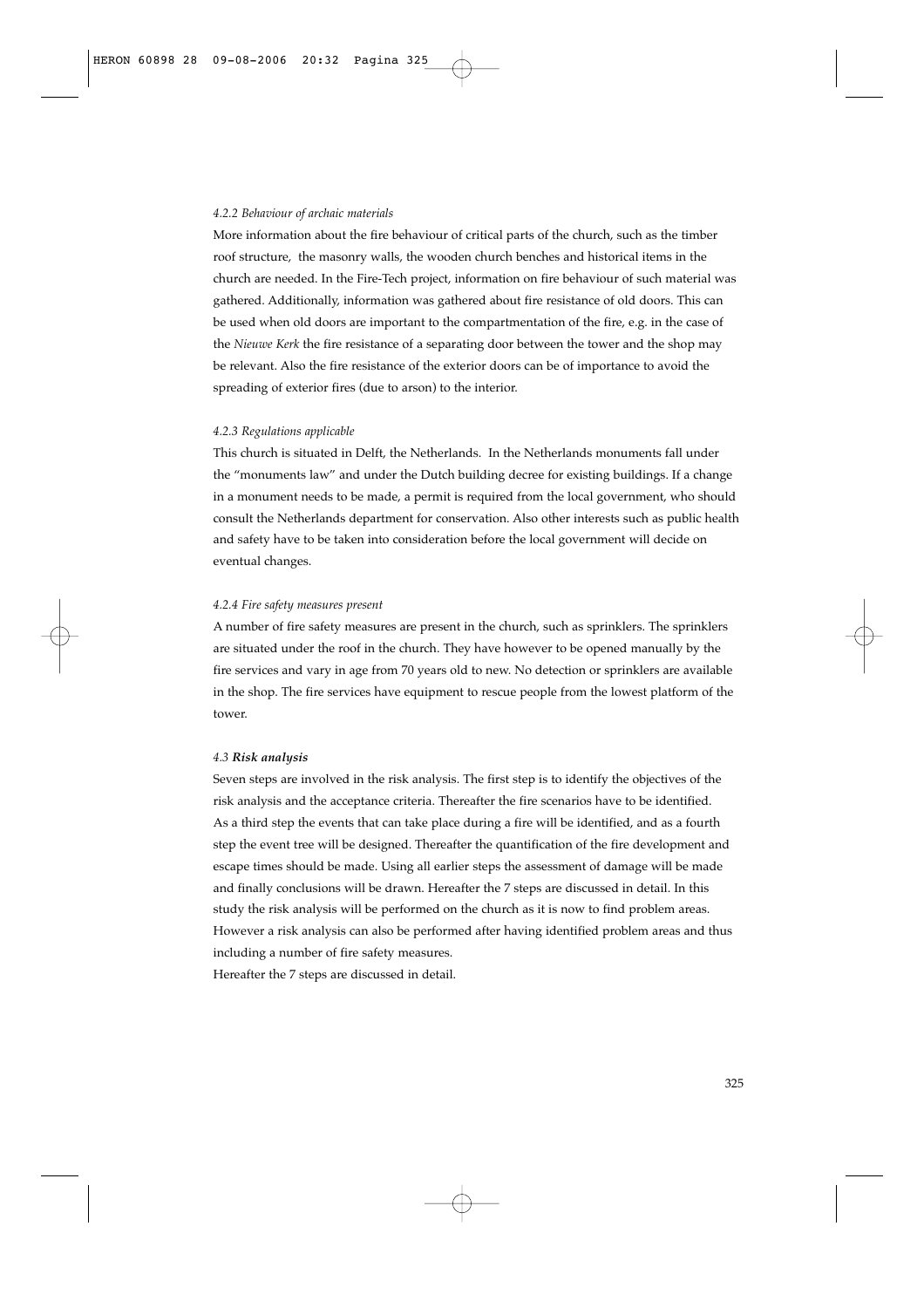#### *4.2.2 Behaviour of archaic materials*

More information about the fire behaviour of critical parts of the church, such as the timber roof structure, the masonry walls, the wooden church benches and historical items in the church are needed. In the Fire-Tech project, information on fire behaviour of such material was gathered. Additionally, information was gathered about fire resistance of old doors. This can be used when old doors are important to the compartmentation of the fire, e.g. in the case of the *Nieuwe Kerk* the fire resistance of a separating door between the tower and the shop may be relevant. Also the fire resistance of the exterior doors can be of importance to avoid the spreading of exterior fires (due to arson) to the interior.

#### *4.2.3 Regulations applicable*

This church is situated in Delft, the Netherlands. In the Netherlands monuments fall under the "monuments law" and under the Dutch building decree for existing buildings. If a change in a monument needs to be made, a permit is required from the local government, who should consult the Netherlands department for conservation. Also other interests such as public health and safety have to be taken into consideration before the local government will decide on eventual changes.

#### *4.2.4 Fire safety measures present*

A number of fire safety measures are present in the church, such as sprinklers. The sprinklers are situated under the roof in the church. They have however to be opened manually by the fire services and vary in age from 70 years old to new. No detection or sprinklers are available in the shop. The fire services have equipment to rescue people from the lowest platform of the tower.

### *4.3* ***Risk analysis***

Seven steps are involved in the risk analysis. The first step is to identify the objectives of the risk analysis and the acceptance criteria. Thereafter the fire scenarios have to be identified. As a third step the events that can take place during a fire will be identified, and as a fourth step the event tree will be designed. Thereafter the quantification of the fire development and escape times should be made. Using all earlier steps the assessment of damage will be made and finally conclusions will be drawn. Hereafter the 7 steps are discussed in detail. In this study the risk analysis will be performed on the church as it is now to find problem areas. However a risk analysis can also be performed after having identified problem areas and thus including a number of fire safety measures.

Hereafter the 7 steps are discussed in detail.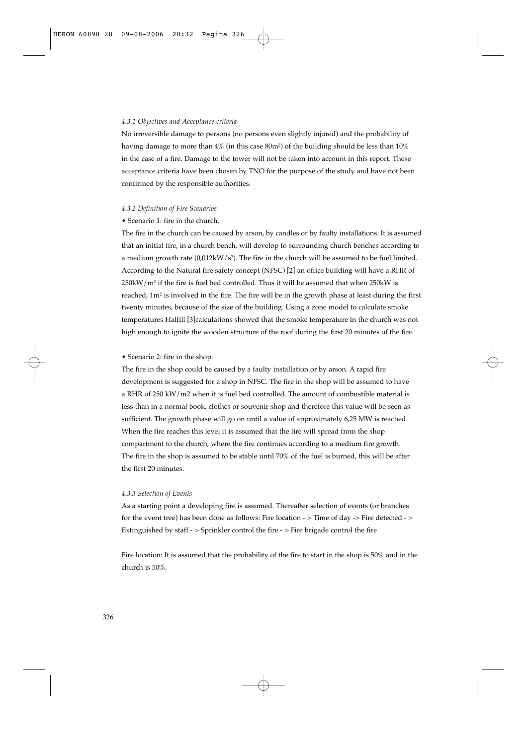#### *4.3.1 Objectives and Acceptance criteria*

No irreversible damage to persons (no persons even slightly injured) and the probability of having damage to more than 4% (in this case $80m^2$) of the building should be less than 10% in the case of a fire. Damage to the tower will not be taken into account in this report. These acceptance criteria have been chosen by TNO for the purpose of the study and have not been confirmed by the responsible authorities.

#### *4.3.2 Definition of Fire Scenarios*

- Scenario 1: fire in the church.

The fire in the church can be caused by arson, by candles or by faulty installations. It is assumed that an initial fire, in a church bench, will develop to surrounding church benches according to a medium growth rate ($0{,}012kW/s^2$). The fire in the church will be assumed to be fuel limited. According to the Natural fire safety concept (NFSC) [2] an office building will have a RHR of $250kW/m^2$ if the fire is fuel bed controlled. Thus it will be assumed that when 250kW is reached, $1m^2$ is involved in the fire. The fire will be in the growth phase at least during the first twenty minutes, because of the size of the building. Using a zone model to calculate smoke temperatures Halfill [3]calculations showed that the smoke temperature in the church was not high enough to ignite the wooden structure of the roof during the first 20 minutes of the fire.

- Scenario 2: fire in the shop.

The fire in the shop could be caused by a faulty installation or by arson. A rapid fire development is suggested for a shop in NFSC. The fire in the shop will be assumed to have a RHR of 250 kW/m2 when it is fuel bed controlled. The amount of combustible material is less than in a normal book, clothes or souvenir shop and therefore this value will be seen as sufficient. The growth phase will go on until a value of approximately 6,25 MW is reached. When the fire reaches this level it is assumed that the fire will spread from the shop compartment to the church, where the fire continues according to a medium fire growth. The fire in the shop is assumed to be stable until 70% of the fuel is burned, this will be after the first 20 minutes.

#### *4.3.3 Selection of Events*

As a starting point a developing fire is assumed. Thereafter selection of events (or branches for the event tree) has been done as follows: Fire location - > Time of day -> Fire detected - > Extinguished by staff - > Sprinkler control the fire - > Fire brigade control the fire

Fire location: It is assumed that the probability of the fire to start in the shop is 50% and in the church is 50%.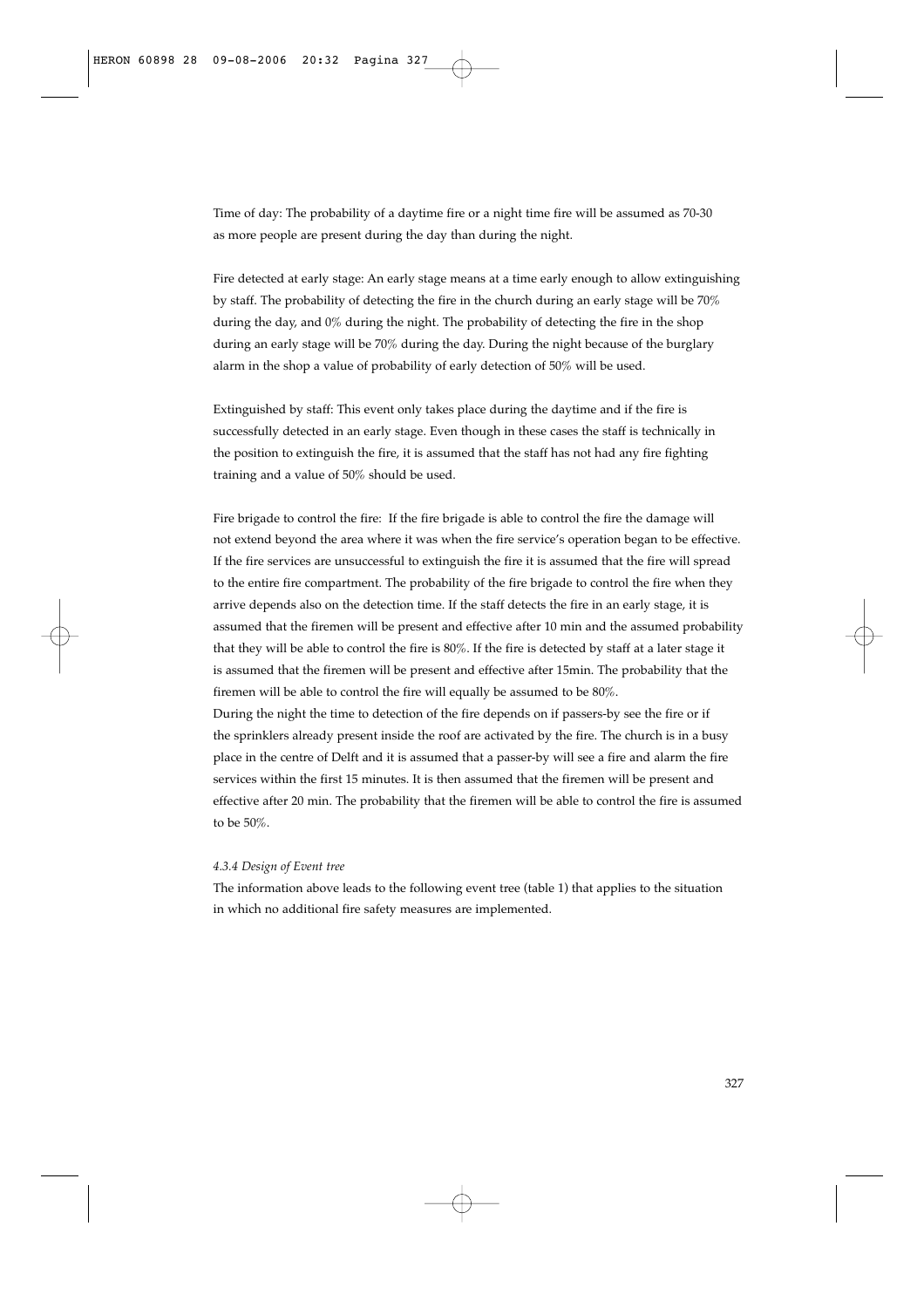Time of day: The probability of a daytime fire or a night time fire will be assumed as 70-30 as more people are present during the day than during the night.

Fire detected at early stage: An early stage means at a time early enough to allow extinguishing by staff. The probability of detecting the fire in the church during an early stage will be 70% during the day, and 0% during the night. The probability of detecting the fire in the shop during an early stage will be 70% during the day. During the night because of the burglary alarm in the shop a value of probability of early detection of 50% will be used.

Extinguished by staff: This event only takes place during the daytime and if the fire is successfully detected in an early stage. Even though in these cases the staff is technically in the position to extinguish the fire, it is assumed that the staff has not had any fire fighting training and a value of 50% should be used.

Fire brigade to control the fire: If the fire brigade is able to control the fire the damage will not extend beyond the area where it was when the fire service's operation began to be effective. If the fire services are unsuccessful to extinguish the fire it is assumed that the fire will spread to the entire fire compartment. The probability of the fire brigade to control the fire when they arrive depends also on the detection time. If the staff detects the fire in an early stage, it is assumed that the firemen will be present and effective after 10 min and the assumed probability that they will be able to control the fire is 80%. If the fire is detected by staff at a later stage it is assumed that the firemen will be present and effective after 15min. The probability that the firemen will be able to control the fire will equally be assumed to be 80%.
During the night the time to detection of the fire depends on if passers-by see the fire or if the sprinklers already present inside the roof are activated by the fire. The church is in a busy place in the centre of Delft and it is assumed that a passer-by will see a fire and alarm the fire services within the first 15 minutes. It is then assumed that the firemen will be present and effective after 20 min. The probability that the firemen will be able to control the fire is assumed to be 50%.

#### *4.3.4 Design of Event tree*

The information above leads to the following event tree (table 1) that applies to the situation in which no additional fire safety measures are implemented.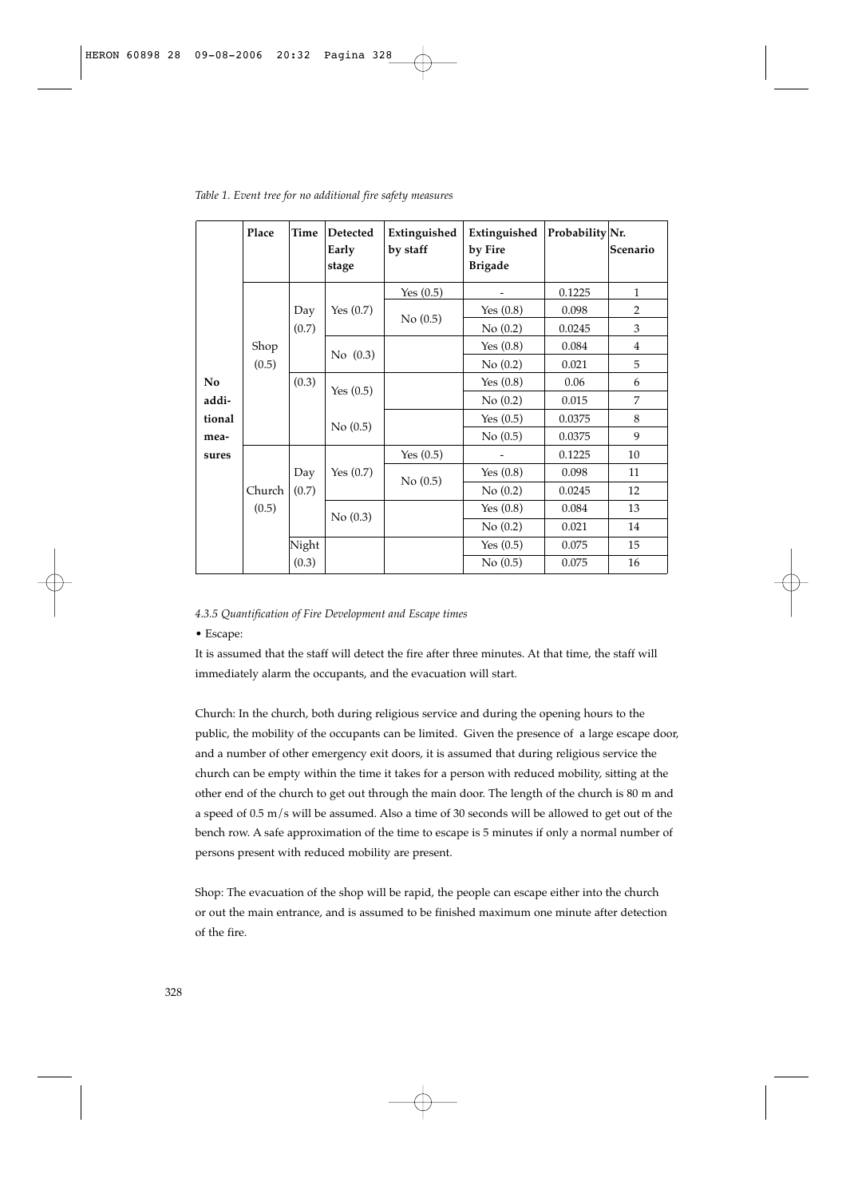*Table 1. Event tree for no additional fire safety measures*

| | Place | Time | Detected Early stage | Extinguished by staff | Extinguished by Fire Brigade | Probability | Nr. Scenario |
|---|---|---|---|---|---|---|---|
| No additional measures | Shop (0.5) | Day (0.7) | Yes (0.7) | Yes (0.5) | - | 0.1225 | 1 |
| | | | | No (0.5) | Yes (0.8) | 0.098 | 2 |
| | | | | | No (0.2) | 0.0245 | 3 |
| | | | No (0.3) | | Yes (0.8) | 0.084 | 4 |
| | | | | | No (0.2) | 0.021 | 5 |
| | | (0.3) | Yes (0.5) | | Yes (0.8) | 0.06 | 6 |
| | | | | | No (0.2) | 0.015 | 7 |
| | | | No (0.5) | | Yes (0.5) | 0.0375 | 8 |
| | | | | | No (0.5) | 0.0375 | 9 |
| | Church (0.5) | Day (0.7) | Yes (0.7) | Yes (0.5) | - | 0.1225 | 10 |
| | | | | No (0.5) | Yes (0.8) | 0.098 | 11 |
| | | | | | No (0.2) | 0.0245 | 12 |
| | | | No (0.3) | | Yes (0.8) | 0.084 | 13 |
| | | | | | No (0.2) | 0.021 | 14 |
| | | Night (0.3) | | | Yes (0.5) | 0.075 | 15 |
| | | | | | No (0.5) | 0.075 | 16 |

*4.3.5 Quantification of Fire Development and Escape times*

- Escape:

It is assumed that the staff will detect the fire after three minutes. At that time, the staff will immediately alarm the occupants, and the evacuation will start.

Church: In the church, both during religious service and during the opening hours to the public, the mobility of the occupants can be limited. Given the presence of a large escape door, and a number of other emergency exit doors, it is assumed that during religious service the church can be empty within the time it takes for a person with reduced mobility, sitting at the other end of the church to get out through the main door. The length of the church is 80 m and a speed of 0.5 m/s will be assumed. Also a time of 30 seconds will be allowed to get out of the bench row. A safe approximation of the time to escape is 5 minutes if only a normal number of persons present with reduced mobility are present.

Shop: The evacuation of the shop will be rapid, the people can escape either into the church or out the main entrance, and is assumed to be finished maximum one minute after detection of the fire.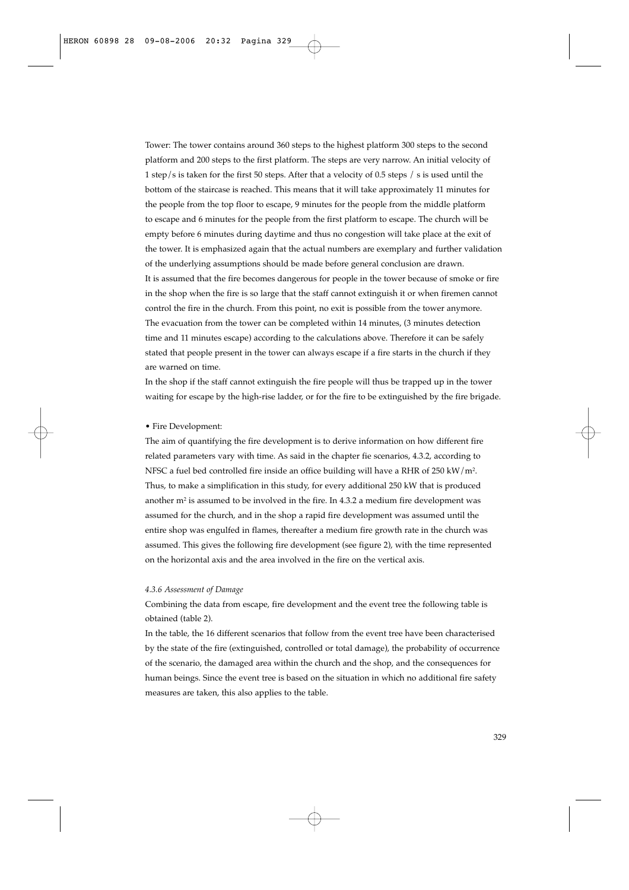Tower: The tower contains around 360 steps to the highest platform 300 steps to the second platform and 200 steps to the first platform. The steps are very narrow. An initial velocity of 1 step/s is taken for the first 50 steps. After that a velocity of 0.5 steps / s is used until the bottom of the staircase is reached. This means that it will take approximately 11 minutes for the people from the top floor to escape, 9 minutes for the people from the middle platform to escape and 6 minutes for the people from the first platform to escape. The church will be empty before 6 minutes during daytime and thus no congestion will take place at the exit of the tower. It is emphasized again that the actual numbers are exemplary and further validation of the underlying assumptions should be made before general conclusion are drawn.

It is assumed that the fire becomes dangerous for people in the tower because of smoke or fire in the shop when the fire is so large that the staff cannot extinguish it or when firemen cannot control the fire in the church. From this point, no exit is possible from the tower anymore. The evacuation from the tower can be completed within 14 minutes, (3 minutes detection time and 11 minutes escape) according to the calculations above. Therefore it can be safely stated that people present in the tower can always escape if a fire starts in the church if they are warned on time.

In the shop if the staff cannot extinguish the fire people will thus be trapped up in the tower waiting for escape by the high-rise ladder, or for the fire to be extinguished by the fire brigade.

- Fire Development:

The aim of quantifying the fire development is to derive information on how different fire related parameters vary with time. As said in the chapter fie scenarios, 4.3.2, according to NFSC a fuel bed controlled fire inside an office building will have a RHR of 250 kW/m$^2$. Thus, to make a simplification in this study, for every additional 250 kW that is produced another m$^2$ is assumed to be involved in the fire. In 4.3.2 a medium fire development was assumed for the church, and in the shop a rapid fire development was assumed until the entire shop was engulfed in flames, thereafter a medium fire growth rate in the church was assumed. This gives the following fire development (see figure 2), with the time represented on the horizontal axis and the area involved in the fire on the vertical axis.

#### *4.3.6 Assessment of Damage*

Combining the data from escape, fire development and the event tree the following table is obtained (table 2).

In the table, the 16 different scenarios that follow from the event tree have been characterised by the state of the fire (extinguished, controlled or total damage), the probability of occurrence of the scenario, the damaged area within the church and the shop, and the consequences for human beings. Since the event tree is based on the situation in which no additional fire safety measures are taken, this also applies to the table.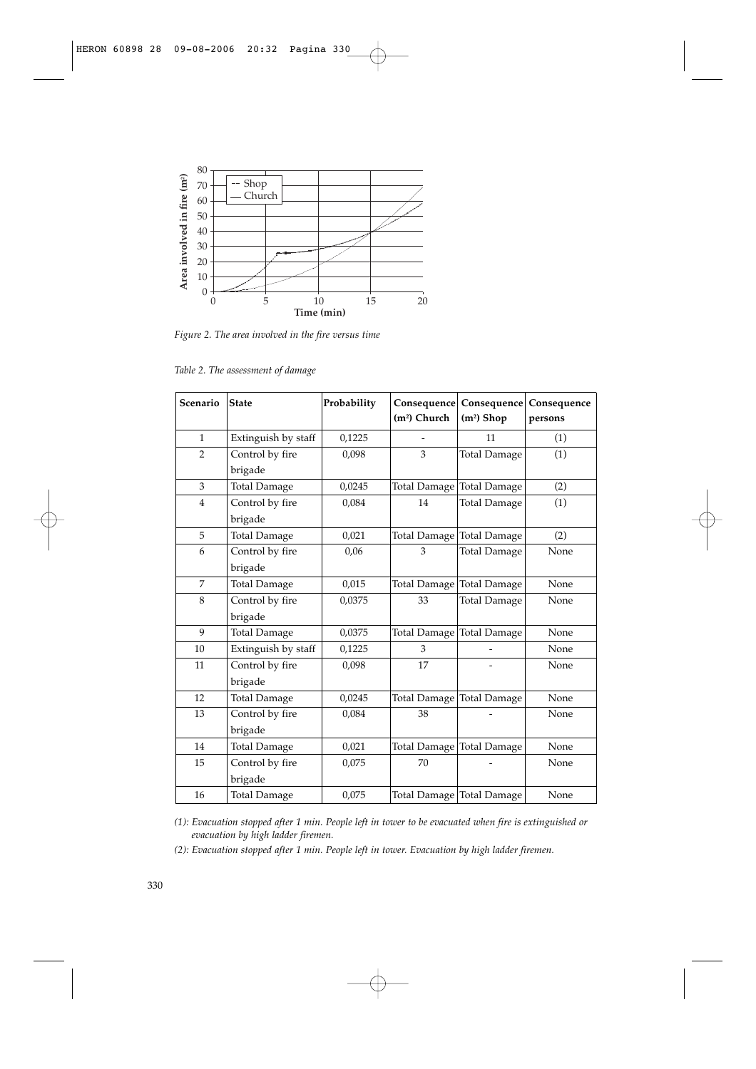*Figure 2. The area involved in the fire versus time*

*Table 2. The assessment of damage*

| Scenario | State | Probability | Consequence (m²) Church | Consequence (m²) Shop | Consequence persons |
|---|---|---|---|---|---|
| 1 | Extinguish by staff | 0,1225 | - | 11 | (1) |
| 2 | Control by fire brigade | 0,098 | 3 | Total Damage | (1) |
| 3 | Total Damage | 0,0245 | Total Damage | Total Damage | (2) |
| 4 | Control by fire brigade | 0,084 | 14 | Total Damage | (1) |
| 5 | Total Damage | 0,021 | Total Damage | Total Damage | (2) |
| 6 | Control by fire brigade | 0,06 | 3 | Total Damage | None |
| 7 | Total Damage | 0,015 | Total Damage | Total Damage | None |
| 8 | Control by fire brigade | 0,0375 | 33 | Total Damage | None |
| 9 | Total Damage | 0,0375 | Total Damage | Total Damage | None |
| 10 | Extinguish by staff | 0,1225 | 3 | - | None |
| 11 | Control by fire brigade | 0,098 | 17 | - | None |
| 12 | Total Damage | 0,0245 | Total Damage | Total Damage | None |
| 13 | Control by fire brigade | 0,084 | 38 | - | None |
| 14 | Total Damage | 0,021 | Total Damage | Total Damage | None |
| 15 | Control by fire brigade | 0,075 | 70 | - | None |
| 16 | Total Damage | 0,075 | Total Damage | Total Damage | None |

*(1): Evacuation stopped after 1 min. People left in tower to be evacuated when fire is extinguished or evacuation by high ladder firemen.*

*(2): Evacuation stopped after 1 min. People left in tower. Evacuation by high ladder firemen.*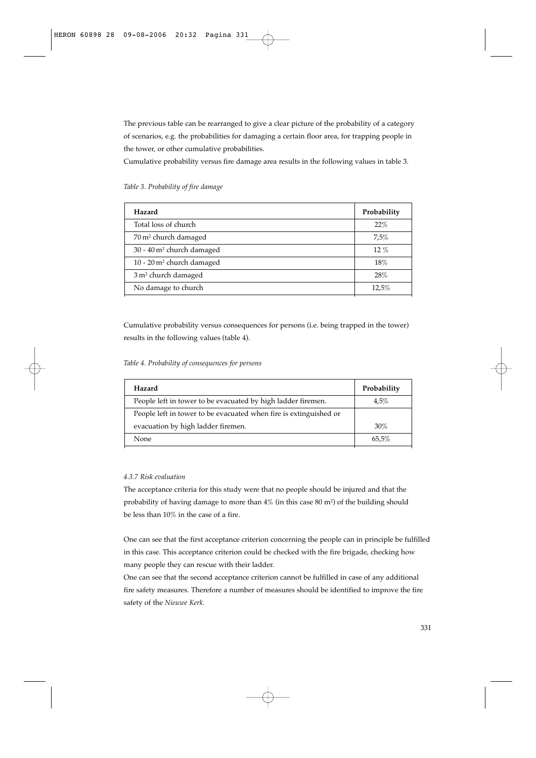The previous table can be rearranged to give a clear picture of the probability of a category of scenarios, e.g. the probabilities for damaging a certain floor area, for trapping people in the tower, or other cumulative probabilities.

Cumulative probability versus fire damage area results in the following values in table 3.

*Table 3. Probability of fire damage*

| **Hazard** | **Probability** |
|---|---|
| Total loss of church | 22% |
| 70 m$^2$ church damaged | 7,5% |
| 30 - 40 m$^2$ church damaged | 12 % |
| 10 - 20 m$^2$ church damaged | 18% |
| 3 m$^2$ church damaged | 28% |
| No damage to church | 12,5% |

Cumulative probability versus consequences for persons (i.e. being trapped in the tower) results in the following values (table 4).

*Table 4. Probability of consequences for persons*

| **Hazard** | **Probability** |
|---|---|
| People left in tower to be evacuated by high ladder firemen. | 4,5% |
| People left in tower to be evacuated when fire is extinguished or evacuation by high ladder firemen. | 30% |
| None | 65,5% |

#### *4.3.7 Risk evaluation*

The acceptance criteria for this study were that no people should be injured and that the probability of having damage to more than 4% (in this case 80 m$^2$) of the building should be less than 10% in the case of a fire.

One can see that the first acceptance criterion concerning the people can in principle be fulfilled in this case. This acceptance criterion could be checked with the fire brigade, checking how many people they can rescue with their ladder.

One can see that the second acceptance criterion cannot be fulfilled in case of any additional fire safety measures. Therefore a number of measures should be identified to improve the fire safety of the *Nieuwe Kerk*.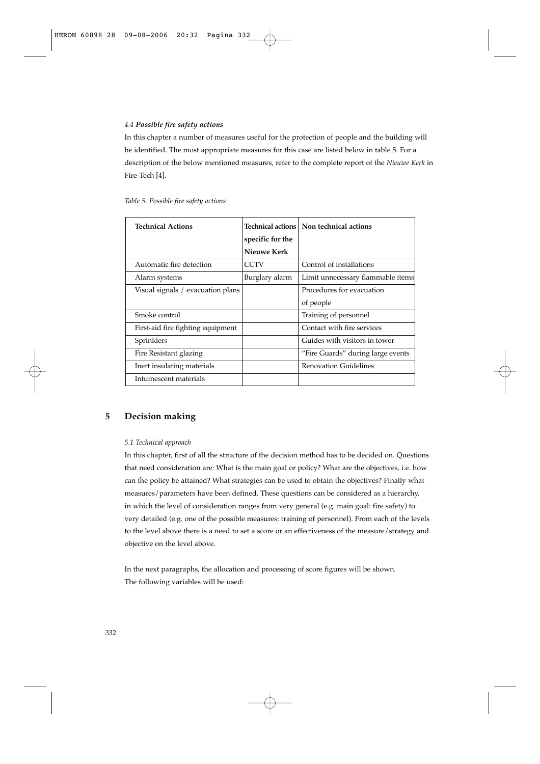### 4.4 *Possible fire safety actions*

In this chapter a number of measures useful for the protection of people and the building will be identified. The most appropriate measures for this case are listed below in table 5. For a description of the below mentioned measures, refer to the complete report of the *Nieuwe Kerk* in Fire-Tech [4].

*Table 5. Possible fire safety actions*

| **Technical Actions** | **Technical actions specific for the Nieuwe Kerk** | **Non technical actions** |
|---|---|---|
| Automatic fire detection | CCTV | Control of installations |
| Alarm systems | Burglary alarm | Limit unnecessary flammable items |
| Visual signals / evacuation plans | | Procedures for evacuation of people |
| Smoke control | | Training of personnel |
| First-aid fire fighting equipment | | Contact with fire services |
| Sprinklers | | Guides with visitors in tower |
| Fire Resistant glazing | | "Fire Guards" during large events |
| Inert insulating materials | | Renovation Guidelines |
| Intumescent materials | | |

## 5 Decision making

### *5.1 Technical approach*

In this chapter, first of all the structure of the decision method has to be decided on. Questions that need consideration are: What is the main goal or policy? What are the objectives, i.e. how can the policy be attained? What strategies can be used to obtain the objectives? Finally what measures/parameters have been defined. These questions can be considered as a hierarchy, in which the level of consideration ranges from very general (e.g. main goal: fire safety) to very detailed (e.g. one of the possible measures: training of personnel). From each of the levels to the level above there is a need to set a score or an effectiveness of the measure/strategy and objective on the level above.

In the next paragraphs, the allocation and processing of score figures will be shown. The following variables will be used: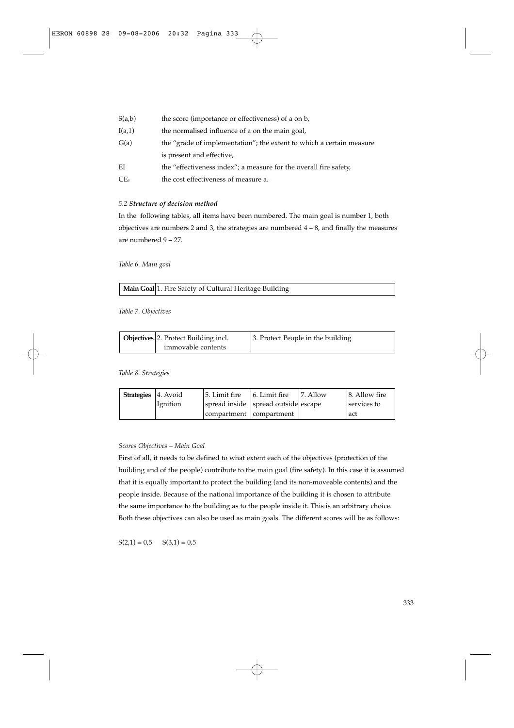| | |
|---|---|
| S(a,b) | the score (importance or effectiveness) of a on b, |
| I(a,1) | the normalised influence of a on the main goal, |
| G(a) | the "grade of implementation"; the extent to which a certain measure is present and effective, |
| EI | the "effectiveness index"; a measure for the overall fire safety, |
| $CE_a$ | the cost effectiveness of measure a. |

### *5.2 **Structure of decision method***

In the following tables, all items have been numbered. The main goal is number 1, both objectives are numbers 2 and 3, the strategies are numbered 4 – 8, and finally the measures are numbered 9 – 27.

*Table 6. Main goal*

| **Main Goal** | 1. Fire Safety of Cultural Heritage Building |
|---|---|

*Table 7. Objectives*

| **Objectives** | 2. Protect Building incl. immovable contents | 3. Protect People in the building |
|---|---|---|

*Table 8. Strategies*

| **Strategies** | 4. Avoid Ignition | 5. Limit fire spread inside compartment | 6. Limit fire spread outside compartment | 7. Allow escape | 8. Allow fire services to act |
|---|---|---|---|---|---|

*Scores Objectives – Main Goal*

First of all, it needs to be defined to what extent each of the objectives (protection of the building and of the people) contribute to the main goal (fire safety). In this case it is assumed that it is equally important to protect the building (and its non-moveable contents) and the people inside. Because of the national importance of the building it is chosen to attribute the same importance to the building as to the people inside it. This is an arbitrary choice. Both these objectives can also be used as main goals. The different scores will be as follows:

S(2,1) = 0,5     S(3,1) = 0,5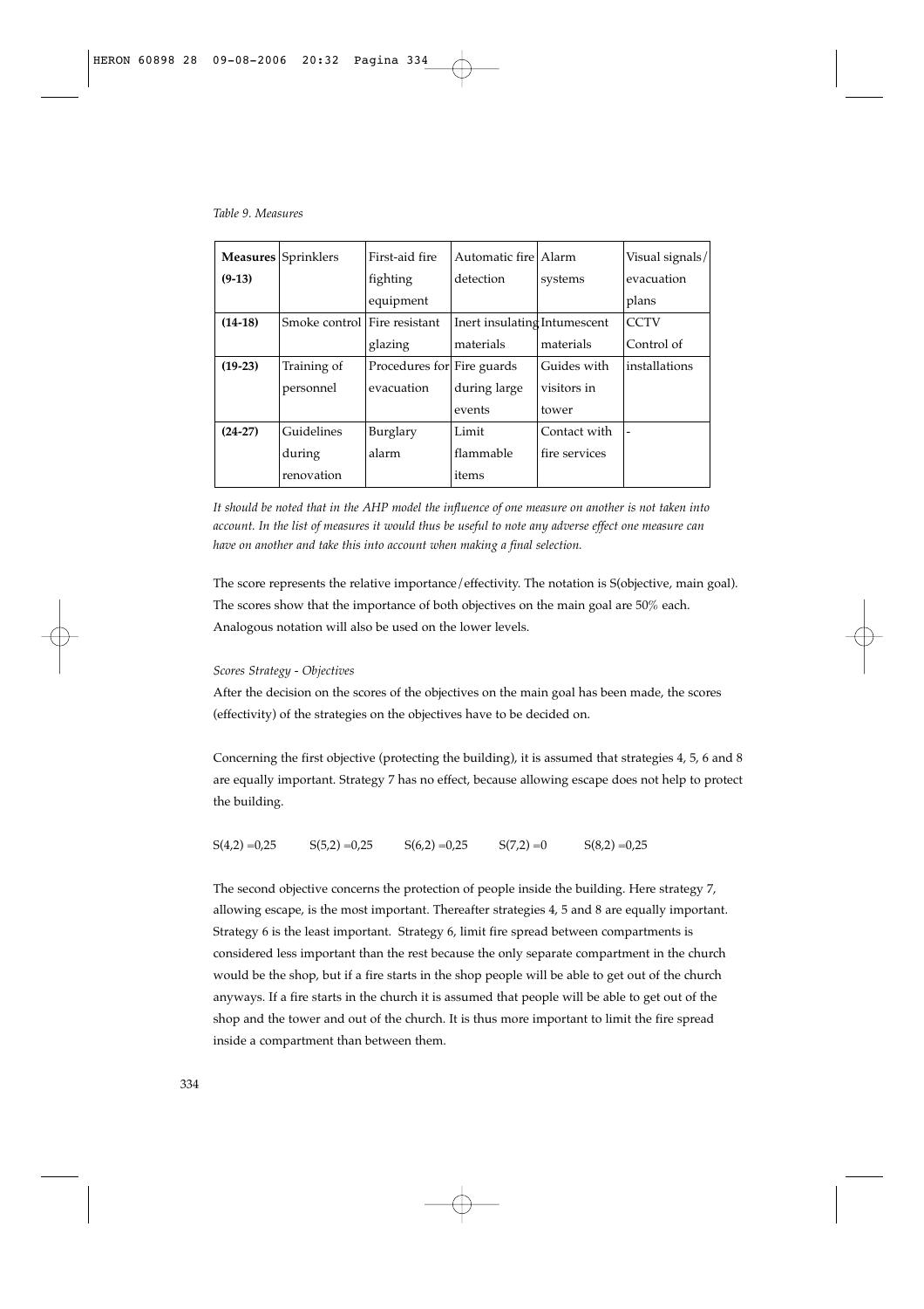*Table 9. Measures*

| **Measures (9-13)** | Sprinklers | First-aid fire fighting equipment | Automatic fire detection | Alarm systems | Visual signals/ evacuation plans |
|---|---|---|---|---|---|
| **(14-18)** | Smoke control | Fire resistant glazing | Inert insulating materials | Intumescent materials | CCTV Control of |
| **(19-23)** | Training of personnel | Procedures for evacuation | Fire guards during large events | Guides with visitors in tower | installations |
| **(24-27)** | Guidelines during renovation | Burglary alarm | Limit flammable items | Contact with fire services | - |

*It should be noted that in the AHP model the influence of one measure on another is not taken into account. In the list of measures it would thus be useful to note any adverse effect one measure can have on another and take this into account when making a final selection.*

The score represents the relative importance/effectivity. The notation is S(objective, main goal). The scores show that the importance of both objectives on the main goal are 50% each. Analogous notation will also be used on the lower levels.

*Scores Strategy - Objectives*

After the decision on the scores of the objectives on the main goal has been made, the scores (effectivity) of the strategies on the objectives have to be decided on.

Concerning the first objective (protecting the building), it is assumed that strategies 4, 5, 6 and 8 are equally important. Strategy 7 has no effect, because allowing escape does not help to protect the building.

$S(4,2) = 0,25 \qquad S(5,2) = 0,25 \qquad S(6,2) = 0,25 \qquad S(7,2) = 0 \qquad S(8,2) = 0,25$

The second objective concerns the protection of people inside the building. Here strategy 7, allowing escape, is the most important. Thereafter strategies 4, 5 and 8 are equally important. Strategy 6 is the least important. Strategy 6, limit fire spread between compartments is considered less important than the rest because the only separate compartment in the church would be the shop, but if a fire starts in the shop people will be able to get out of the church anyways. If a fire starts in the church it is assumed that people will be able to get out of the shop and the tower and out of the church. It is thus more important to limit the fire spread inside a compartment than between them.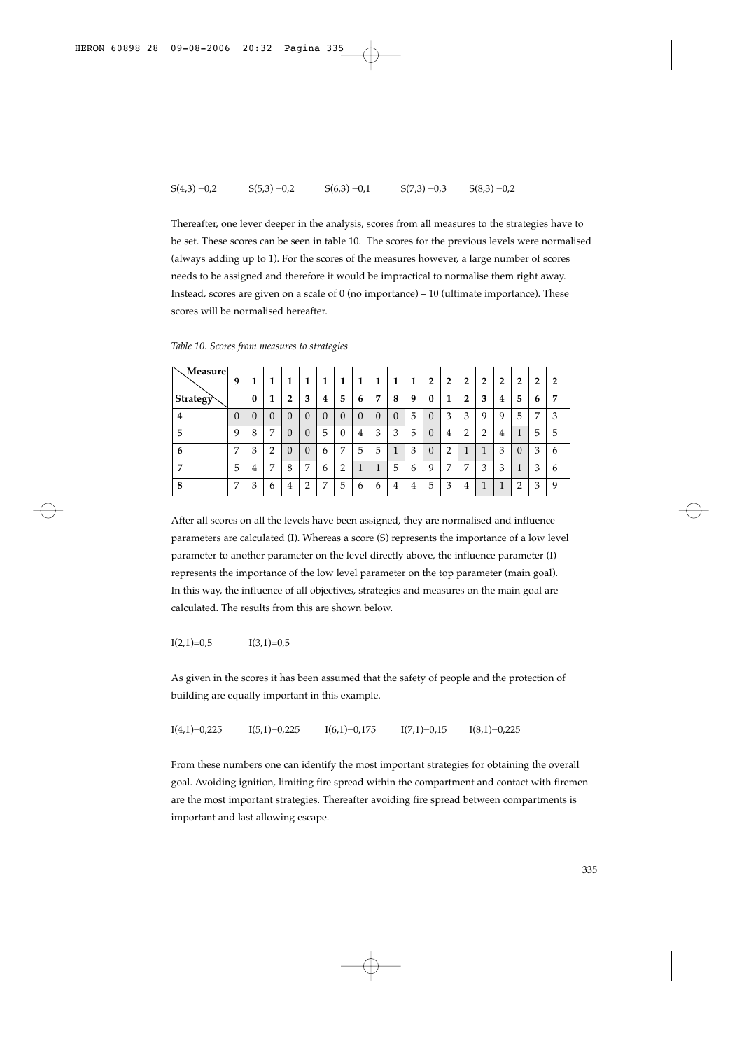S(4,3) =0,2 S(5,3) =0,2 S(6,3) =0,1 S(7,3) =0,3 S(8,3) =0,2

Thereafter, one lever deeper in the analysis, scores from all measures to the strategies have to be set. These scores can be seen in table 10. The scores for the previous levels were normalised (always adding up to 1). For the scores of the measures however, a large number of scores needs to be assigned and therefore it would be impractical to normalise them right away. Instead, scores are given on a scale of 0 (no importance) – 10 (ultimate importance). These scores will be normalised hereafter.

*Table 10. Scores from measures to strategies*

| Measure / Strategy | 9 | 10 | 11 | 12 | 13 | 14 | 15 | 16 | 17 | 18 | 19 | 20 | 21 | 22 | 23 | 24 | 25 | 26 | 27 |
|---|---|---|---|---|---|---|---|---|---|---|---|---|---|---|---|---|---|---|---|
| **4** | 0 | 0 | 0 | 0 | 0 | 0 | 0 | 0 | 0 | 0 | 5 | 0 | 3 | 3 | 9 | 9 | 5 | 7 | 3 |
| **5** | 9 | 8 | 7 | 0 | 0 | 5 | 0 | 4 | 3 | 3 | 5 | 0 | 4 | 2 | 2 | 4 | 1 | 5 | 5 |
| **6** | 7 | 3 | 2 | 0 | 0 | 6 | 7 | 5 | 5 | 1 | 3 | 0 | 2 | 1 | 1 | 3 | 0 | 3 | 6 |
| **7** | 5 | 4 | 7 | 8 | 7 | 6 | 2 | 1 | 1 | 5 | 6 | 9 | 7 | 7 | 3 | 3 | 1 | 3 | 6 |
| **8** | 7 | 3 | 6 | 4 | 2 | 7 | 5 | 6 | 6 | 4 | 4 | 5 | 3 | 4 | 1 | 1 | 2 | 3 | 9 |

After all scores on all the levels have been assigned, they are normalised and influence parameters are calculated (I). Whereas a score (S) represents the importance of a low level parameter to another parameter on the level directly above, the influence parameter (I) represents the importance of the low level parameter on the top parameter (main goal). In this way, the influence of all objectives, strategies and measures on the main goal are calculated. The results from this are shown below.

I(2,1)=0,5 I(3,1)=0,5

As given in the scores it has been assumed that the safety of people and the protection of building are equally important in this example.

I(4,1)=0,225 I(5,1)=0,225 I(6,1)=0,175 I(7,1)=0,15 I(8,1)=0,225

From these numbers one can identify the most important strategies for obtaining the overall goal. Avoiding ignition, limiting fire spread within the compartment and contact with firemen are the most important strategies. Thereafter avoiding fire spread between compartments is important and last allowing escape.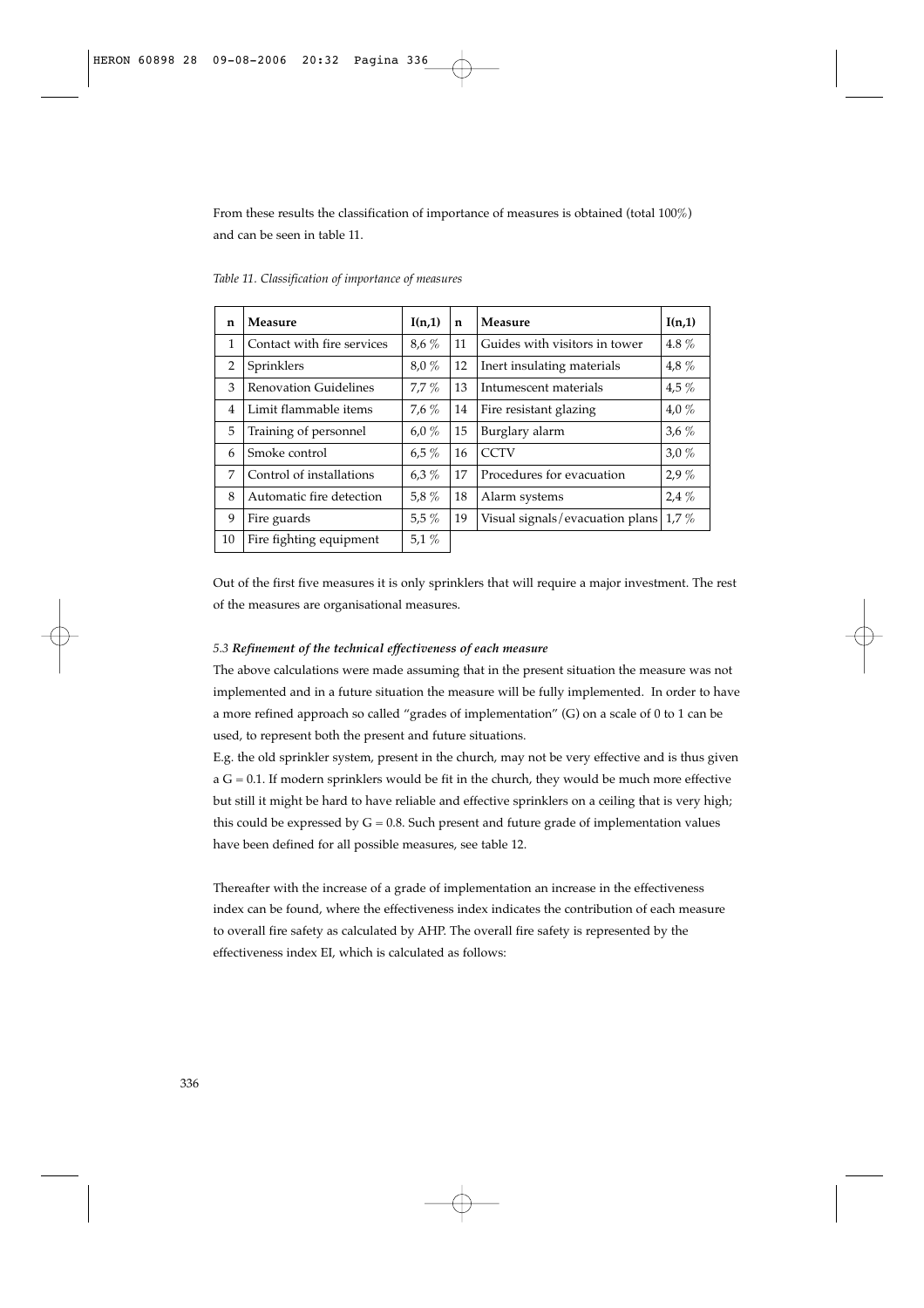From these results the classification of importance of measures is obtained (total 100%) and can be seen in table 11.

*Table 11. Classification of importance of measures*

| n | Measure | I(n,1) | n | Measure | I(n,1) |
|---|---|---|---|---|---|
| 1 | Contact with fire services | 8,6 % | 11 | Guides with visitors in tower | 4.8 % |
| 2 | Sprinklers | 8,0 % | 12 | Inert insulating materials | 4,8 % |
| 3 | Renovation Guidelines | 7,7 % | 13 | Intumescent materials | 4,5 % |
| 4 | Limit flammable items | 7,6 % | 14 | Fire resistant glazing | 4,0 % |
| 5 | Training of personnel | 6,0 % | 15 | Burglary alarm | 3,6 % |
| 6 | Smoke control | 6,5 % | 16 | CCTV | 3,0 % |
| 7 | Control of installations | 6,3 % | 17 | Procedures for evacuation | 2,9 % |
| 8 | Automatic fire detection | 5,8 % | 18 | Alarm systems | 2,4 % |
| 9 | Fire guards | 5,5 % | 19 | Visual signals/evacuation plans | 1,7 % |
| 10 | Fire fighting equipment | 5,1 % | | | |

Out of the first five measures it is only sprinklers that will require a major investment. The rest of the measures are organisational measures.

### *5.3 Refinement of the technical effectiveness of each measure*

The above calculations were made assuming that in the present situation the measure was not implemented and in a future situation the measure will be fully implemented. In order to have a more refined approach so called "grades of implementation" (G) on a scale of 0 to 1 can be used, to represent both the present and future situations.

E.g. the old sprinkler system, present in the church, may not be very effective and is thus given a $G = 0.1$. If modern sprinklers would be fit in the church, they would be much more effective but still it might be hard to have reliable and effective sprinklers on a ceiling that is very high; this could be expressed by $G = 0.8$. Such present and future grade of implementation values have been defined for all possible measures, see table 12.

Thereafter with the increase of a grade of implementation an increase in the effectiveness index can be found, where the effectiveness index indicates the contribution of each measure to overall fire safety as calculated by AHP. The overall fire safety is represented by the effectiveness index EI, which is calculated as follows: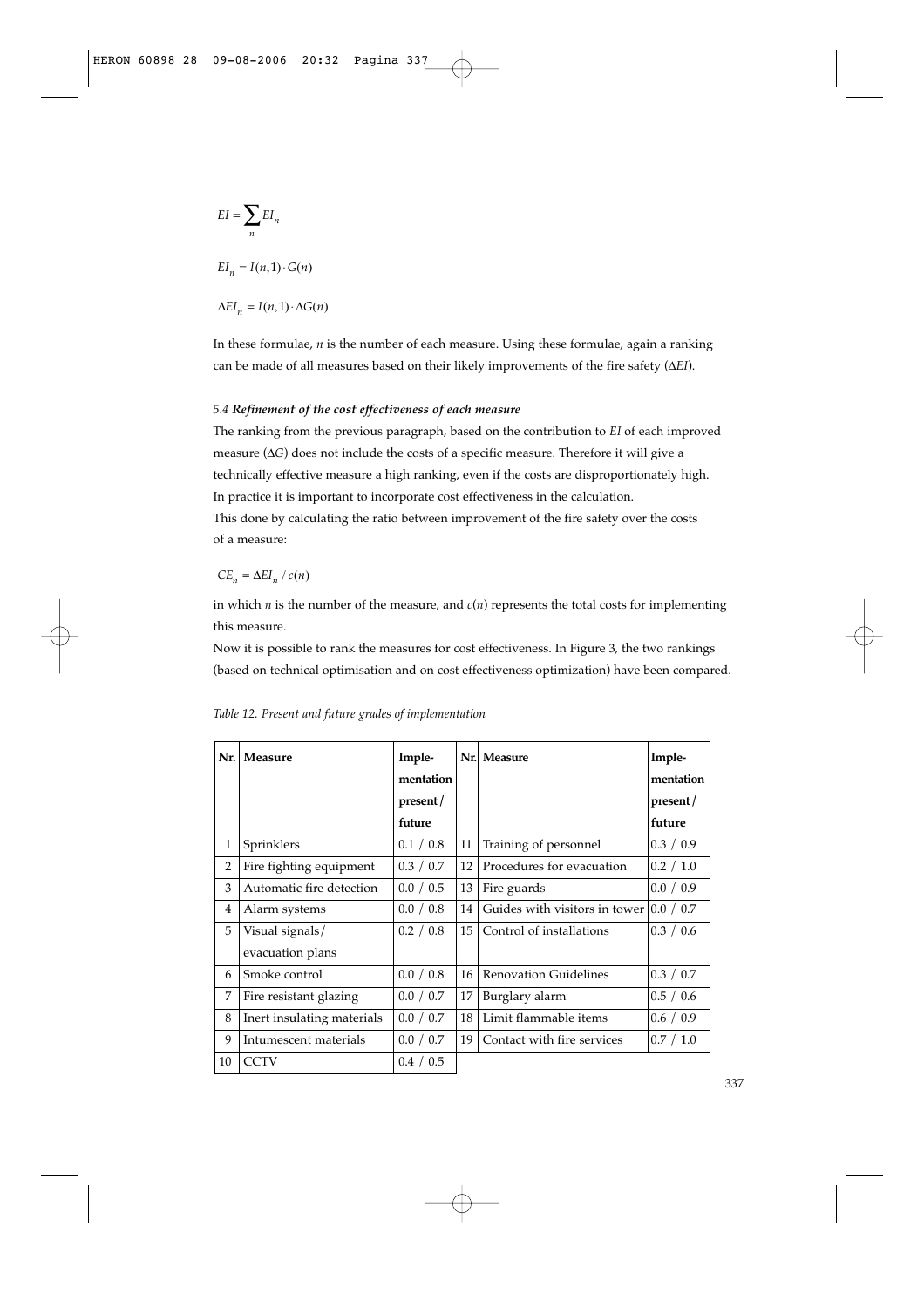$$EI = \sum_{n} EI_n$$

$$EI_n = I(n,1) \cdot G(n)$$

$$\Delta EI_n = I(n,1) \cdot \Delta G(n)$$

In these formulae, $n$ is the number of each measure. Using these formulae, again a ranking can be made of all measures based on their likely improvements of the fire safety ($\Delta EI$).

### *5.4 Refinement of the cost effectiveness of each measure*

The ranking from the previous paragraph, based on the contribution to $EI$ of each improved measure ($\Delta G$) does not include the costs of a specific measure. Therefore it will give a technically effective measure a high ranking, even if the costs are disproportionately high. In practice it is important to incorporate cost effectiveness in the calculation.
This done by calculating the ratio between improvement of the fire safety over the costs of a measure:

$$CE_n = \Delta EI_n / c(n)$$

in which $n$ is the number of the measure, and $c(n)$ represents the total costs for implementing this measure.
Now it is possible to rank the measures for cost effectiveness. In Figure 3, the two rankings (based on technical optimisation and on cost effectiveness optimization) have been compared.

*Table 12. Present and future grades of implementation*

| Nr. | Measure | Implementation present / future | Nr. | Measure | Implementation present / future |
|---|---|---|---|---|---|
| 1 | Sprinklers | 0.1 / 0.8 | 11 | Training of personnel | 0.3 / 0.9 |
| 2 | Fire fighting equipment | 0.3 / 0.7 | 12 | Procedures for evacuation | 0.2 / 1.0 |
| 3 | Automatic fire detection | 0.0 / 0.5 | 13 | Fire guards | 0.0 / 0.9 |
| 4 | Alarm systems | 0.0 / 0.8 | 14 | Guides with visitors in tower | 0.0 / 0.7 |
| 5 | Visual signals/ evacuation plans | 0.2 / 0.8 | 15 | Control of installations | 0.3 / 0.6 |
| 6 | Smoke control | 0.0 / 0.8 | 16 | Renovation Guidelines | 0.3 / 0.7 |
| 7 | Fire resistant glazing | 0.0 / 0.7 | 17 | Burglary alarm | 0.5 / 0.6 |
| 8 | Inert insulating materials | 0.0 / 0.7 | 18 | Limit flammable items | 0.6 / 0.9 |
| 9 | Intumescent materials | 0.0 / 0.7 | 19 | Contact with fire services | 0.7 / 1.0 |
| 10 | CCTV | 0.4 / 0.5 | | | |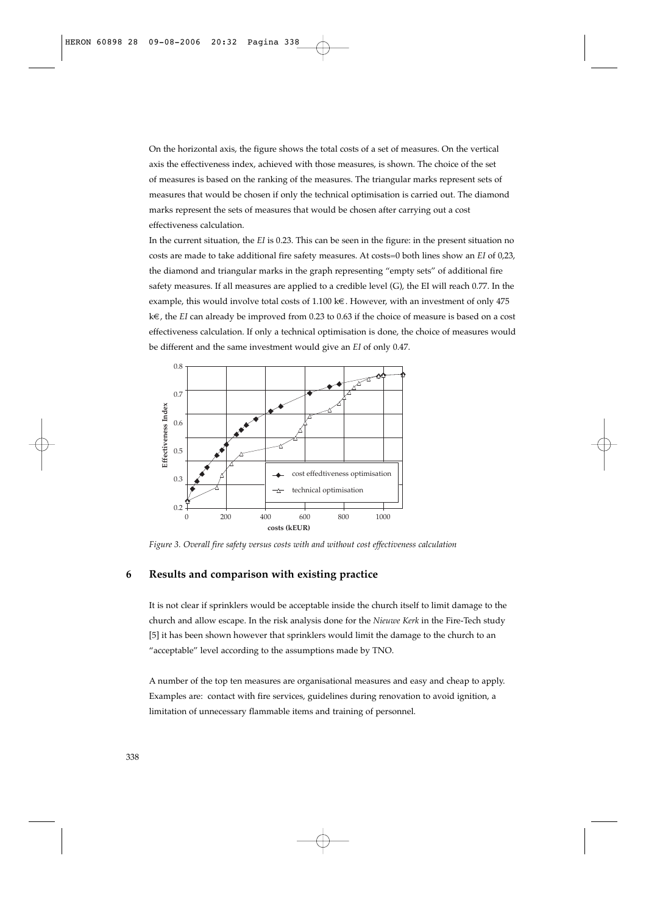On the horizontal axis, the figure shows the total costs of a set of measures. On the vertical axis the effectiveness index, achieved with those measures, is shown. The choice of the set of measures is based on the ranking of the measures. The triangular marks represent sets of measures that would be chosen if only the technical optimisation is carried out. The diamond marks represent the sets of measures that would be chosen after carrying out a cost effectiveness calculation.

In the current situation, the *EI* is 0.23. This can be seen in the figure: in the present situation no costs are made to take additional fire safety measures. At costs=0 both lines show an *EI* of 0,23, the diamond and triangular marks in the graph representing "empty sets" of additional fire safety measures. If all measures are applied to a credible level (G), the EI will reach 0.77. In the example, this would involve total costs of 1.100 k€. However, with an investment of only 475 k€, the *EI* can already be improved from 0.23 to 0.63 if the choice of measure is based on a cost effectiveness calculation. If only a technical optimisation is done, the choice of measures would be different and the same investment would give an *EI* of only 0.47.

*Figure 3. Overall fire safety versus costs with and without cost effectiveness calculation*

## 6 Results and comparison with existing practice

It is not clear if sprinklers would be acceptable inside the church itself to limit damage to the church and allow escape. In the risk analysis done for the *Nieuwe Kerk* in the Fire-Tech study [5] it has been shown however that sprinklers would limit the damage to the church to an "acceptable" level according to the assumptions made by TNO.

A number of the top ten measures are organisational measures and easy and cheap to apply. Examples are: contact with fire services, guidelines during renovation to avoid ignition, a limitation of unnecessary flammable items and training of personnel.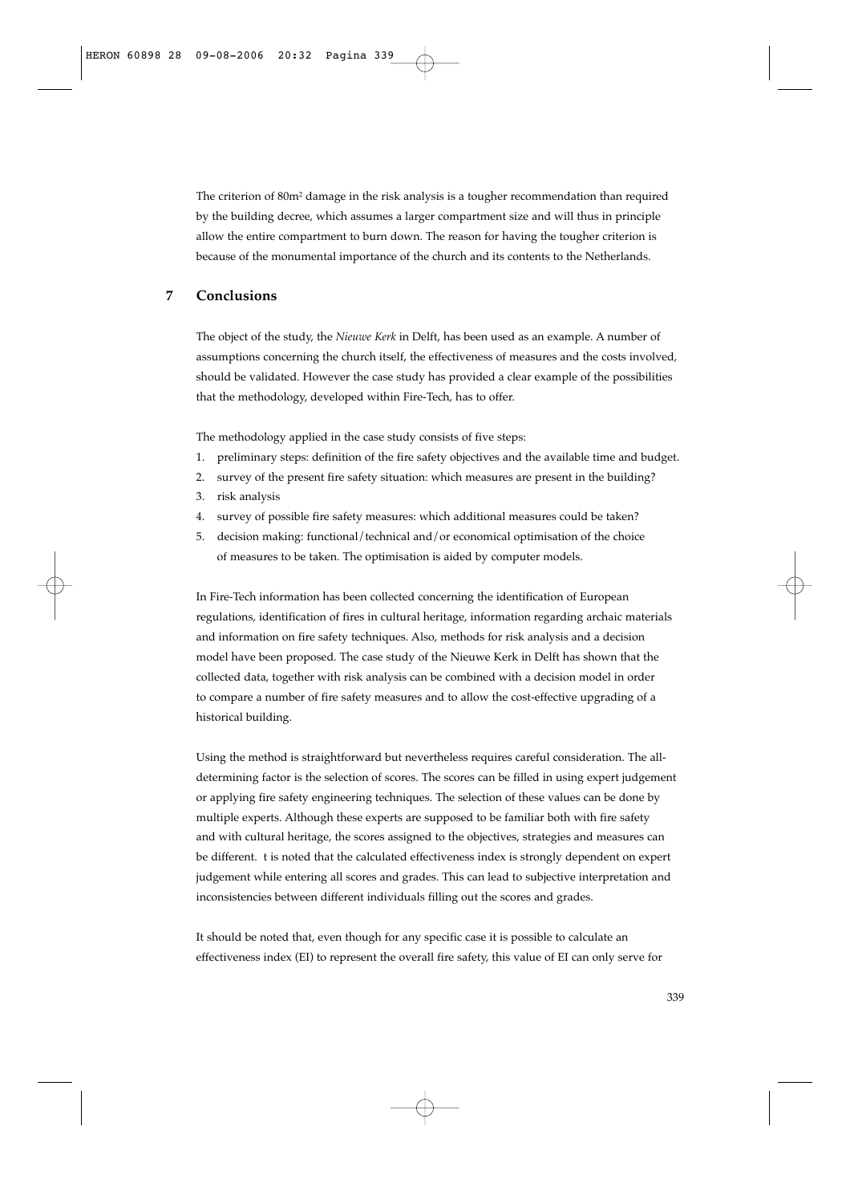The criterion of $80m^2$ damage in the risk analysis is a tougher recommendation than required by the building decree, which assumes a larger compartment size and will thus in principle allow the entire compartment to burn down. The reason for having the tougher criterion is because of the monumental importance of the church and its contents to the Netherlands.

## 7 Conclusions

The object of the study, the *Nieuwe Kerk* in Delft, has been used as an example. A number of assumptions concerning the church itself, the effectiveness of measures and the costs involved, should be validated. However the case study has provided a clear example of the possibilities that the methodology, developed within Fire-Tech, has to offer.

The methodology applied in the case study consists of five steps:

1. preliminary steps: definition of the fire safety objectives and the available time and budget.
2. survey of the present fire safety situation: which measures are present in the building?
3. risk analysis
4. survey of possible fire safety measures: which additional measures could be taken?
5. decision making: functional/technical and/or economical optimisation of the choice of measures to be taken. The optimisation is aided by computer models.

In Fire-Tech information has been collected concerning the identification of European regulations, identification of fires in cultural heritage, information regarding archaic materials and information on fire safety techniques. Also, methods for risk analysis and a decision model have been proposed. The case study of the Nieuwe Kerk in Delft has shown that the collected data, together with risk analysis can be combined with a decision model in order to compare a number of fire safety measures and to allow the cost-effective upgrading of a historical building.

Using the method is straightforward but nevertheless requires careful consideration. The all-determining factor is the selection of scores. The scores can be filled in using expert judgement or applying fire safety engineering techniques. The selection of these values can be done by multiple experts. Although these experts are supposed to be familiar both with fire safety and with cultural heritage, the scores assigned to the objectives, strategies and measures can be different. t is noted that the calculated effectiveness index is strongly dependent on expert judgement while entering all scores and grades. This can lead to subjective interpretation and inconsistencies between different individuals filling out the scores and grades.

It should be noted that, even though for any specific case it is possible to calculate an effectiveness index (EI) to represent the overall fire safety, this value of EI can only serve for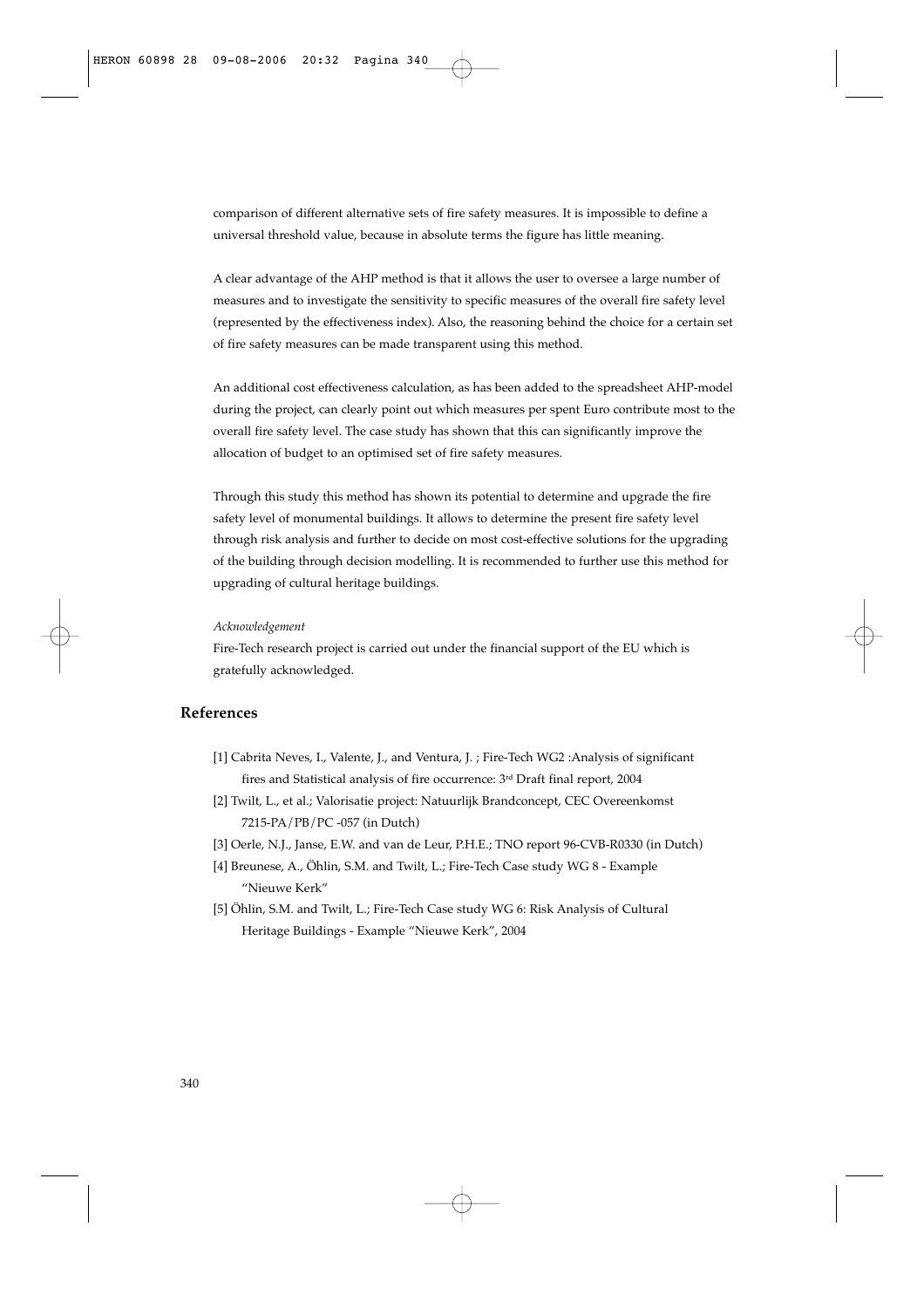comparison of different alternative sets of fire safety measures. It is impossible to define a universal threshold value, because in absolute terms the figure has little meaning.

A clear advantage of the AHP method is that it allows the user to oversee a large number of measures and to investigate the sensitivity to specific measures of the overall fire safety level (represented by the effectiveness index). Also, the reasoning behind the choice for a certain set of fire safety measures can be made transparent using this method.

An additional cost effectiveness calculation, as has been added to the spreadsheet AHP-model during the project, can clearly point out which measures per spent Euro contribute most to the overall fire safety level. The case study has shown that this can significantly improve the allocation of budget to an optimised set of fire safety measures.

Through this study this method has shown its potential to determine and upgrade the fire safety level of monumental buildings. It allows to determine the present fire safety level through risk analysis and further to decide on most cost-effective solutions for the upgrading of the building through decision modelling. It is recommended to further use this method for upgrading of cultural heritage buildings.

*Acknowledgement*

Fire-Tech research project is carried out under the financial support of the EU which is gratefully acknowledged.

## References

[1] Cabrita Neves, I., Valente, J., and Ventura, J. ; Fire-Tech WG2 :Analysis of significant fires and Statistical analysis of fire occurrence: 3rd Draft final report, 2004

[2] Twilt, L., et al.; Valorisatie project: Natuurlijk Brandconcept, CEC Overeenkomst 7215-PA/PB/PC -057 (in Dutch)

[3] Oerle, N.J., Janse, E.W. and van de Leur, P.H.E.; TNO report 96-CVB-R0330 (in Dutch)

[4] Breunese, A., Öhlin, S.M. and Twilt, L.; Fire-Tech Case study WG 8 - Example "Nieuwe Kerk"

[5] Öhlin, S.M. and Twilt, L.; Fire-Tech Case study WG 6: Risk Analysis of Cultural Heritage Buildings - Example "Nieuwe Kerk", 2004